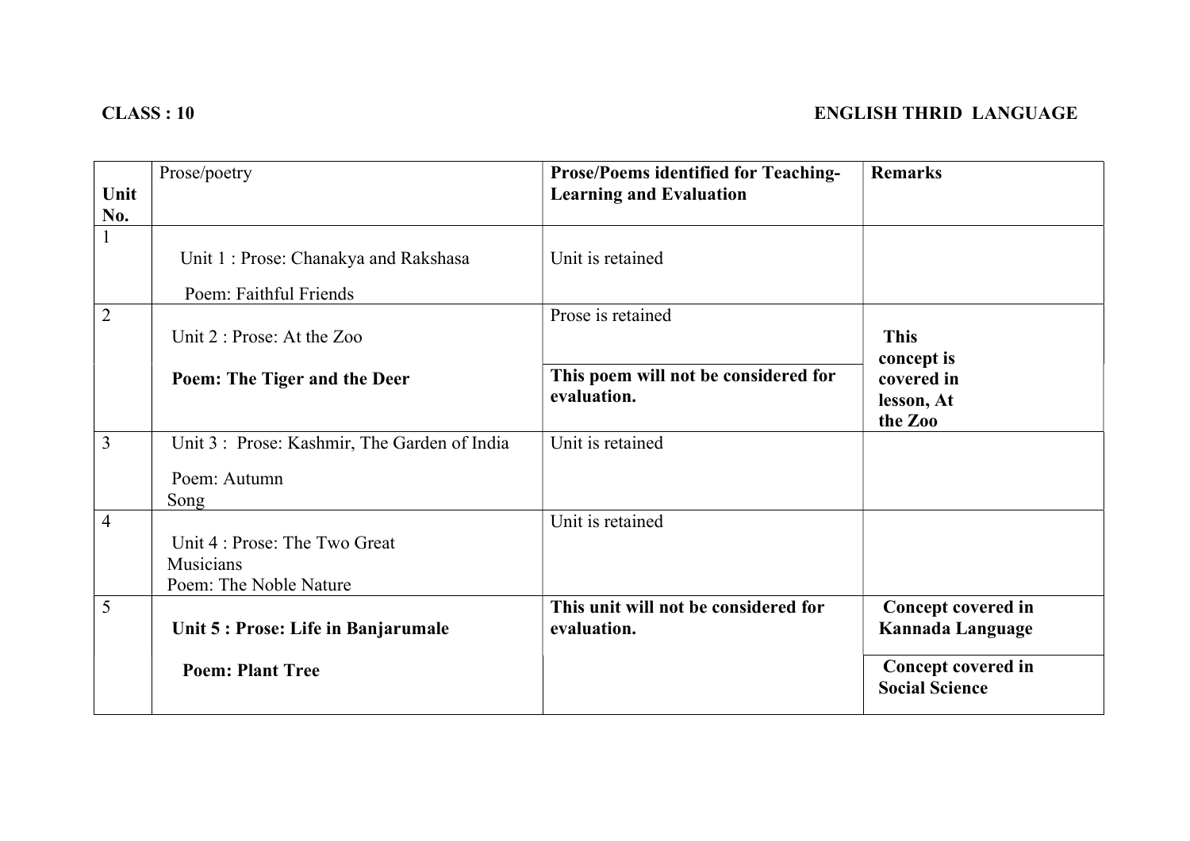**CLASS : 10** **ENGLISH THRID LANGUAGE**

| Unit No. | Prose/poetry | Prose/Poems identified for Teaching-Learning and Evaluation | Remarks |
|---|---|---|---|
| 1 | Unit 1 : Prose: Chanakya and Rakshasa<br>Poem: Faithful Friends | Unit is retained | |
| 2 | Unit 2 : Prose: At the Zoo | Prose is retained | |
| | **Poem: The Tiger and the Deer** | **This poem will not be considered for evaluation.** | **This concept is covered in lesson, At the Zoo** |
| 3 | Unit 3 : Prose: Kashmir, The Garden of India<br>Poem: Autumn Song | Unit is retained | |
| 4 | Unit 4 : Prose: The Two Great Musicians<br>Poem: The Noble Nature | Unit is retained | |
| 5 | **Unit 5 : Prose: Life in Banjarumale** | **This unit will not be considered for evaluation.** | **Concept covered in Kannada Language** |
| | **Poem: Plant Tree** | | **Concept covered in Social Science** |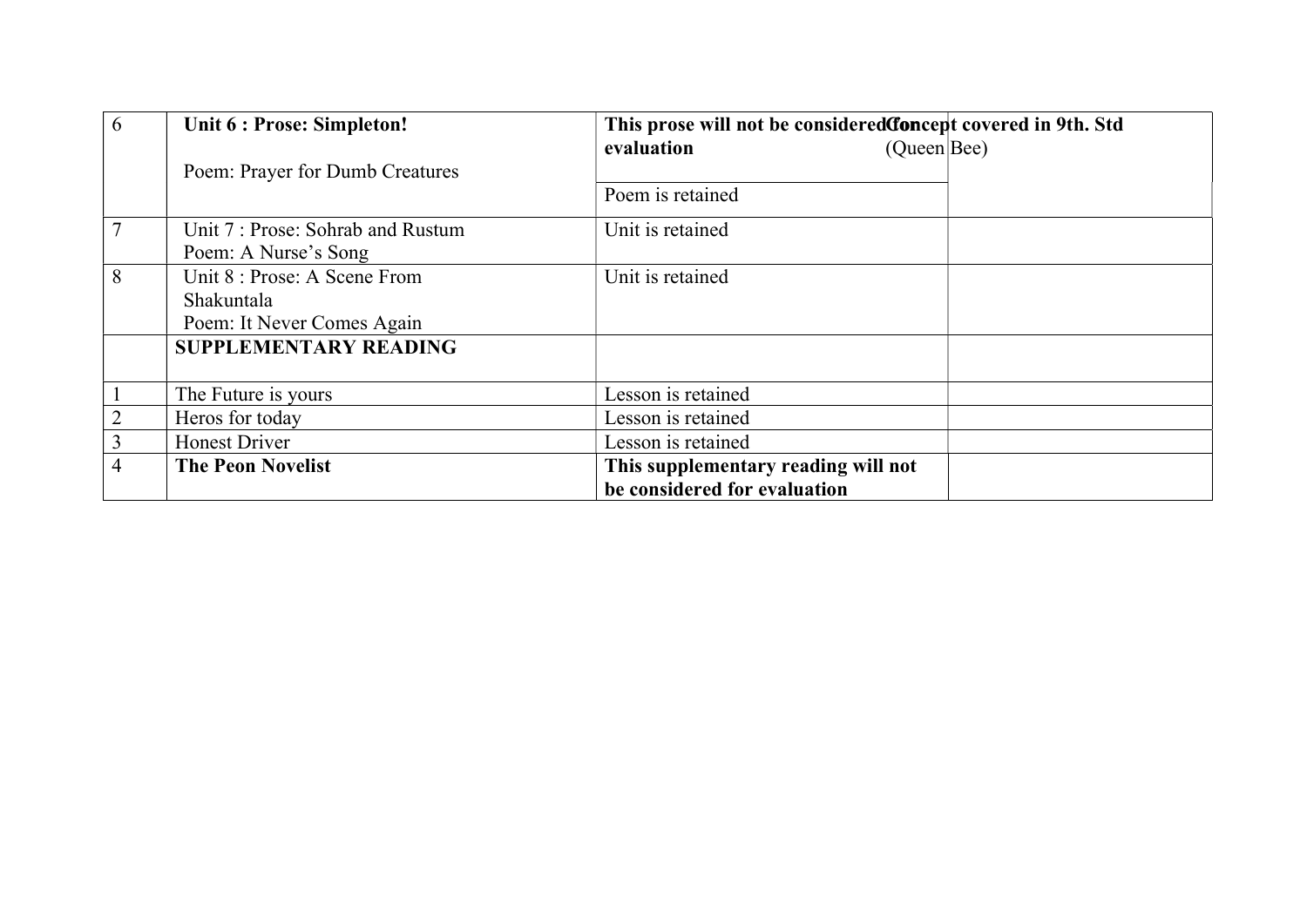| | | | |
|---|---|---|---|
| 6 | **Unit 6 : Prose: Simpleton!**<br><br>Poem: Prayer for Dumb Creatures | **This prose will not be considered for evaluation** | **Concept covered in 9th. Std** (Queen Bee) |
| | | Poem is retained | |
| 7 | Unit 7 : Prose: Sohrab and Rustum<br>Poem: A Nurse's Song | Unit is retained | |
| 8 | Unit 8 : Prose: A Scene From Shakuntala<br>Poem: It Never Comes Again | Unit is retained | |
| | **SUPPLEMENTARY READING** | | |
| 1 | The Future is yours | Lesson is retained | |
| 2 | Heros for today | Lesson is retained | |
| 3 | Honest Driver | Lesson is retained | |
| 4 | **The Peon Novelist** | **This supplementary reading will not be considered for evaluation** | |